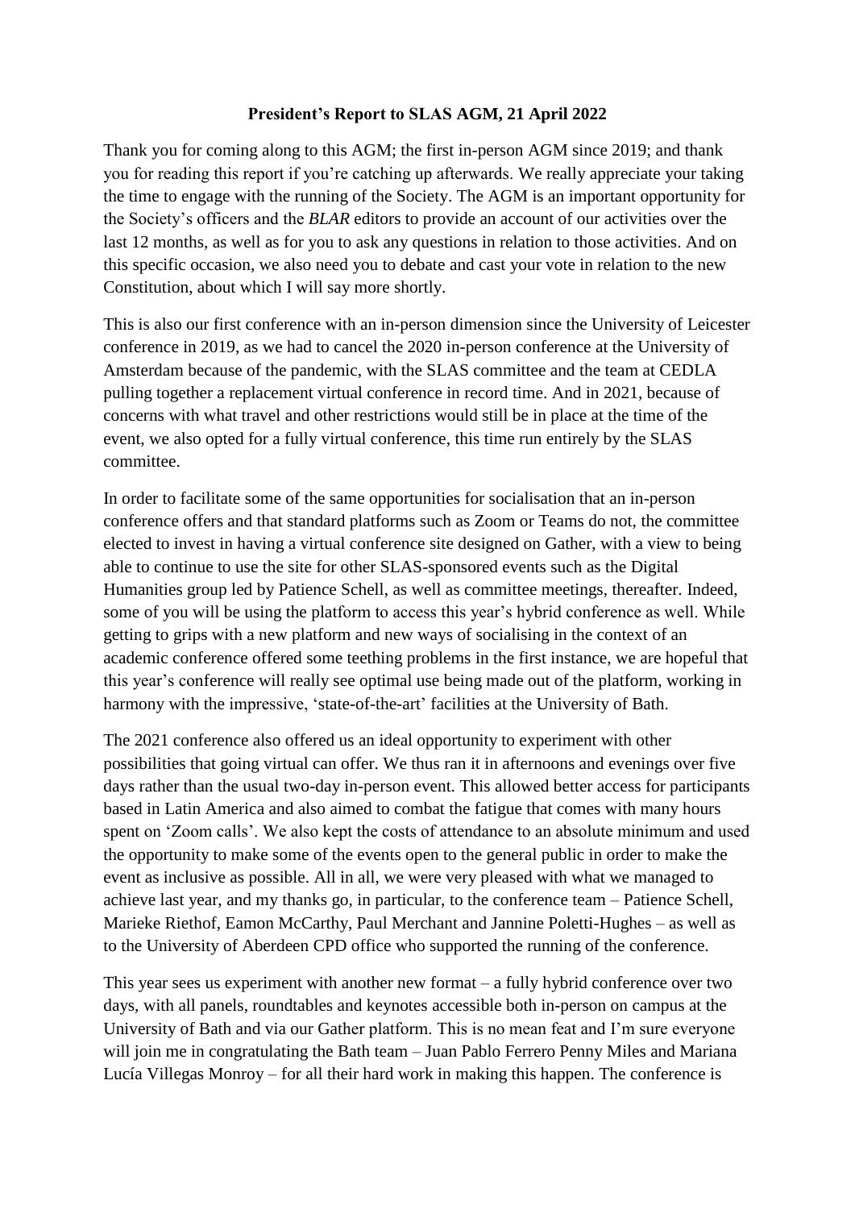**President's Report to SLAS AGM, 21 April 2022**

Thank you for coming along to this AGM; the first in-person AGM since 2019; and thank you for reading this report if you're catching up afterwards. We really appreciate your taking the time to engage with the running of the Society. The AGM is an important opportunity for the Society's officers and the *BLAR* editors to provide an account of our activities over the last 12 months, as well as for you to ask any questions in relation to those activities. And on this specific occasion, we also need you to debate and cast your vote in relation to the new Constitution, about which I will say more shortly.

This is also our first conference with an in-person dimension since the University of Leicester conference in 2019, as we had to cancel the 2020 in-person conference at the University of Amsterdam because of the pandemic, with the SLAS committee and the team at CEDLA pulling together a replacement virtual conference in record time. And in 2021, because of concerns with what travel and other restrictions would still be in place at the time of the event, we also opted for a fully virtual conference, this time run entirely by the SLAS committee.

In order to facilitate some of the same opportunities for socialisation that an in-person conference offers and that standard platforms such as Zoom or Teams do not, the committee elected to invest in having a virtual conference site designed on Gather, with a view to being able to continue to use the site for other SLAS-sponsored events such as the Digital Humanities group led by Patience Schell, as well as committee meetings, thereafter. Indeed, some of you will be using the platform to access this year's hybrid conference as well. While getting to grips with a new platform and new ways of socialising in the context of an academic conference offered some teething problems in the first instance, we are hopeful that this year's conference will really see optimal use being made out of the platform, working in harmony with the impressive, 'state-of-the-art' facilities at the University of Bath.

The 2021 conference also offered us an ideal opportunity to experiment with other possibilities that going virtual can offer. We thus ran it in afternoons and evenings over five days rather than the usual two-day in-person event. This allowed better access for participants based in Latin America and also aimed to combat the fatigue that comes with many hours spent on 'Zoom calls'. We also kept the costs of attendance to an absolute minimum and used the opportunity to make some of the events open to the general public in order to make the event as inclusive as possible. All in all, we were very pleased with what we managed to achieve last year, and my thanks go, in particular, to the conference team – Patience Schell, Marieke Riethof, Eamon McCarthy, Paul Merchant and Jannine Poletti-Hughes – as well as to the University of Aberdeen CPD office who supported the running of the conference.

This year sees us experiment with another new format – a fully hybrid conference over two days, with all panels, roundtables and keynotes accessible both in-person on campus at the University of Bath and via our Gather platform. This is no mean feat and I'm sure everyone will join me in congratulating the Bath team – Juan Pablo Ferrero Penny Miles and Mariana Lucía Villegas Monroy – for all their hard work in making this happen. The conference is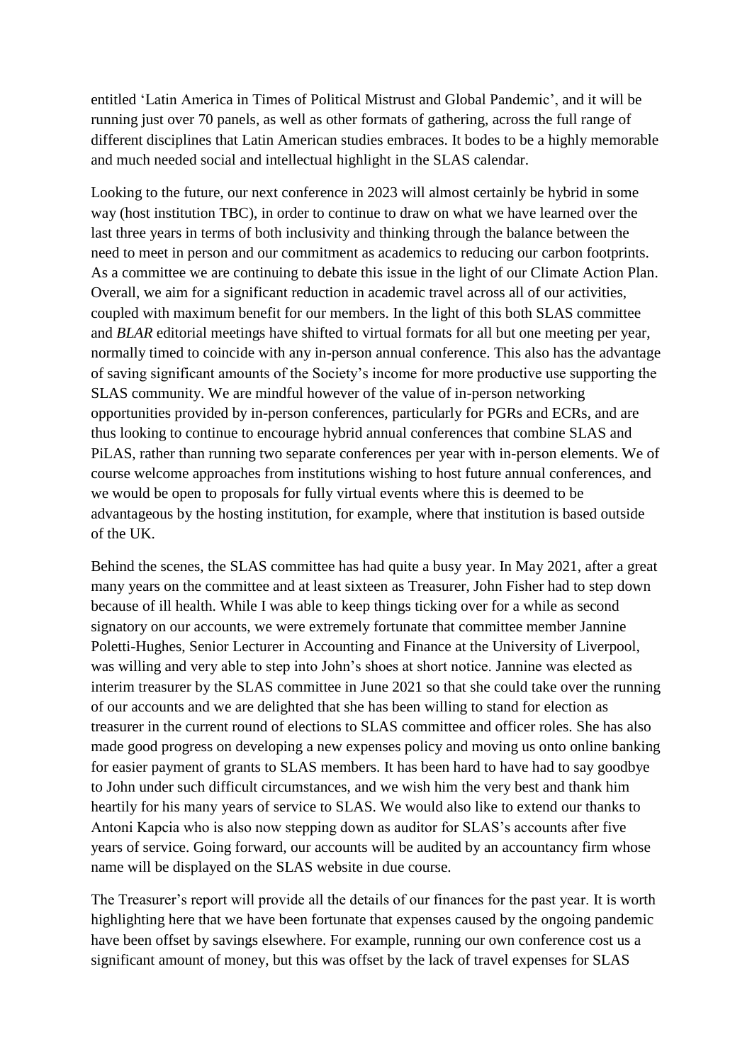entitled 'Latin America in Times of Political Mistrust and Global Pandemic', and it will be running just over 70 panels, as well as other formats of gathering, across the full range of different disciplines that Latin American studies embraces. It bodes to be a highly memorable and much needed social and intellectual highlight in the SLAS calendar.

Looking to the future, our next conference in 2023 will almost certainly be hybrid in some way (host institution TBC), in order to continue to draw on what we have learned over the last three years in terms of both inclusivity and thinking through the balance between the need to meet in person and our commitment as academics to reducing our carbon footprints. As a committee we are continuing to debate this issue in the light of our Climate Action Plan. Overall, we aim for a significant reduction in academic travel across all of our activities, coupled with maximum benefit for our members. In the light of this both SLAS committee and *BLAR* editorial meetings have shifted to virtual formats for all but one meeting per year, normally timed to coincide with any in-person annual conference. This also has the advantage of saving significant amounts of the Society's income for more productive use supporting the SLAS community. We are mindful however of the value of in-person networking opportunities provided by in-person conferences, particularly for PGRs and ECRs, and are thus looking to continue to encourage hybrid annual conferences that combine SLAS and PiLAS, rather than running two separate conferences per year with in-person elements. We of course welcome approaches from institutions wishing to host future annual conferences, and we would be open to proposals for fully virtual events where this is deemed to be advantageous by the hosting institution, for example, where that institution is based outside of the UK.

Behind the scenes, the SLAS committee has had quite a busy year. In May 2021, after a great many years on the committee and at least sixteen as Treasurer, John Fisher had to step down because of ill health. While I was able to keep things ticking over for a while as second signatory on our accounts, we were extremely fortunate that committee member Jannine Poletti-Hughes, Senior Lecturer in Accounting and Finance at the University of Liverpool, was willing and very able to step into John's shoes at short notice. Jannine was elected as interim treasurer by the SLAS committee in June 2021 so that she could take over the running of our accounts and we are delighted that she has been willing to stand for election as treasurer in the current round of elections to SLAS committee and officer roles. She has also made good progress on developing a new expenses policy and moving us onto online banking for easier payment of grants to SLAS members. It has been hard to have had to say goodbye to John under such difficult circumstances, and we wish him the very best and thank him heartily for his many years of service to SLAS. We would also like to extend our thanks to Antoni Kapcia who is also now stepping down as auditor for SLAS's accounts after five years of service. Going forward, our accounts will be audited by an accountancy firm whose name will be displayed on the SLAS website in due course.

The Treasurer's report will provide all the details of our finances for the past year. It is worth highlighting here that we have been fortunate that expenses caused by the ongoing pandemic have been offset by savings elsewhere. For example, running our own conference cost us a significant amount of money, but this was offset by the lack of travel expenses for SLAS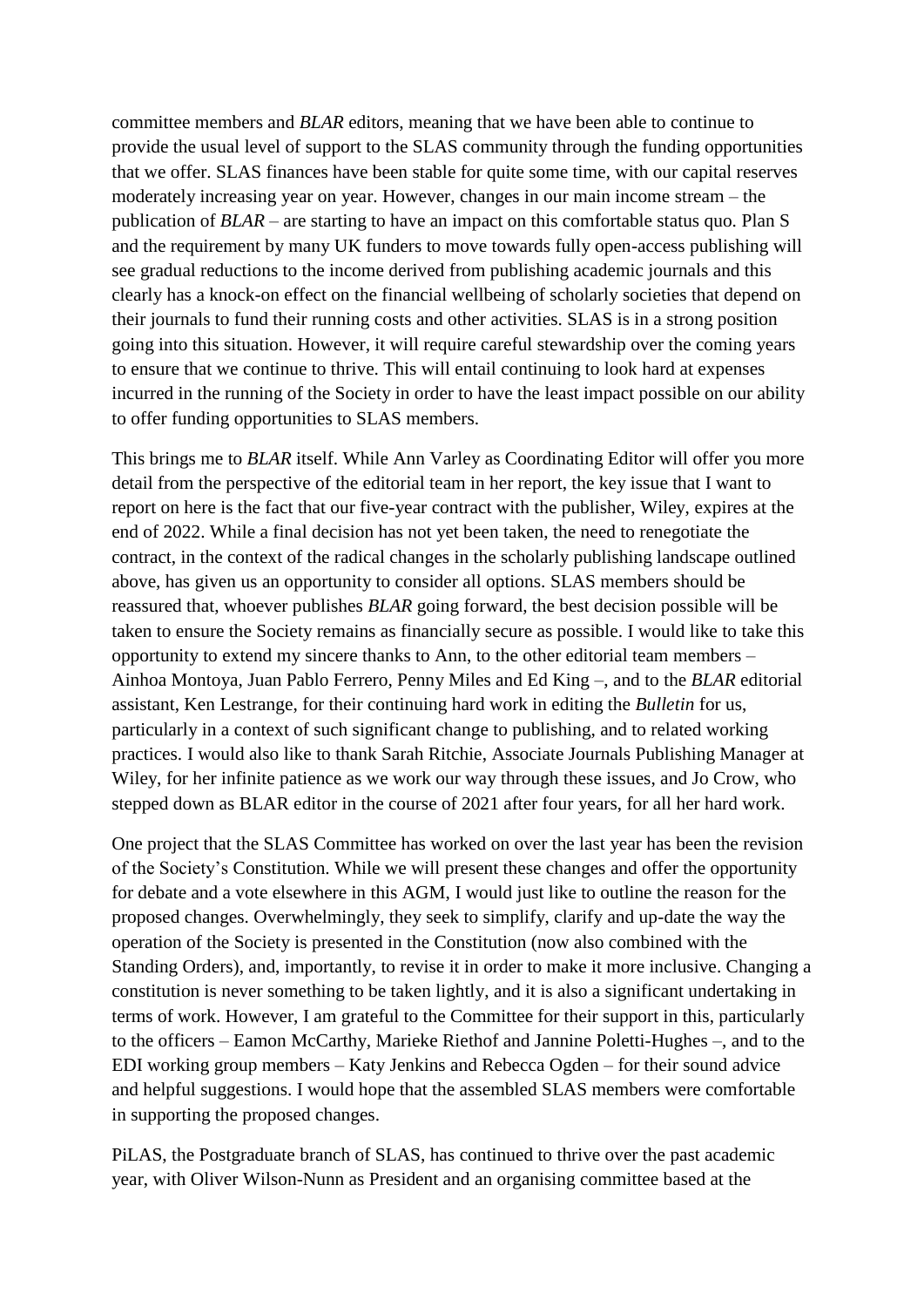committee members and *BLAR* editors, meaning that we have been able to continue to provide the usual level of support to the SLAS community through the funding opportunities that we offer. SLAS finances have been stable for quite some time, with our capital reserves moderately increasing year on year. However, changes in our main income stream – the publication of *BLAR* – are starting to have an impact on this comfortable status quo. Plan S and the requirement by many UK funders to move towards fully open-access publishing will see gradual reductions to the income derived from publishing academic journals and this clearly has a knock-on effect on the financial wellbeing of scholarly societies that depend on their journals to fund their running costs and other activities. SLAS is in a strong position going into this situation. However, it will require careful stewardship over the coming years to ensure that we continue to thrive. This will entail continuing to look hard at expenses incurred in the running of the Society in order to have the least impact possible on our ability to offer funding opportunities to SLAS members.

This brings me to *BLAR* itself. While Ann Varley as Coordinating Editor will offer you more detail from the perspective of the editorial team in her report, the key issue that I want to report on here is the fact that our five-year contract with the publisher, Wiley, expires at the end of 2022. While a final decision has not yet been taken, the need to renegotiate the contract, in the context of the radical changes in the scholarly publishing landscape outlined above, has given us an opportunity to consider all options. SLAS members should be reassured that, whoever publishes *BLAR* going forward, the best decision possible will be taken to ensure the Society remains as financially secure as possible. I would like to take this opportunity to extend my sincere thanks to Ann, to the other editorial team members – Ainhoa Montoya, Juan Pablo Ferrero, Penny Miles and Ed King –, and to the *BLAR* editorial assistant, Ken Lestrange, for their continuing hard work in editing the *Bulletin* for us, particularly in a context of such significant change to publishing, and to related working practices. I would also like to thank Sarah Ritchie, Associate Journals Publishing Manager at Wiley, for her infinite patience as we work our way through these issues, and Jo Crow, who stepped down as BLAR editor in the course of 2021 after four years, for all her hard work.

One project that the SLAS Committee has worked on over the last year has been the revision of the Society's Constitution. While we will present these changes and offer the opportunity for debate and a vote elsewhere in this AGM, I would just like to outline the reason for the proposed changes. Overwhelmingly, they seek to simplify, clarify and up-date the way the operation of the Society is presented in the Constitution (now also combined with the Standing Orders), and, importantly, to revise it in order to make it more inclusive. Changing a constitution is never something to be taken lightly, and it is also a significant undertaking in terms of work. However, I am grateful to the Committee for their support in this, particularly to the officers – Eamon McCarthy, Marieke Riethof and Jannine Poletti-Hughes –, and to the EDI working group members – Katy Jenkins and Rebecca Ogden – for their sound advice and helpful suggestions. I would hope that the assembled SLAS members were comfortable in supporting the proposed changes.

PiLAS, the Postgraduate branch of SLAS, has continued to thrive over the past academic year, with Oliver Wilson-Nunn as President and an organising committee based at the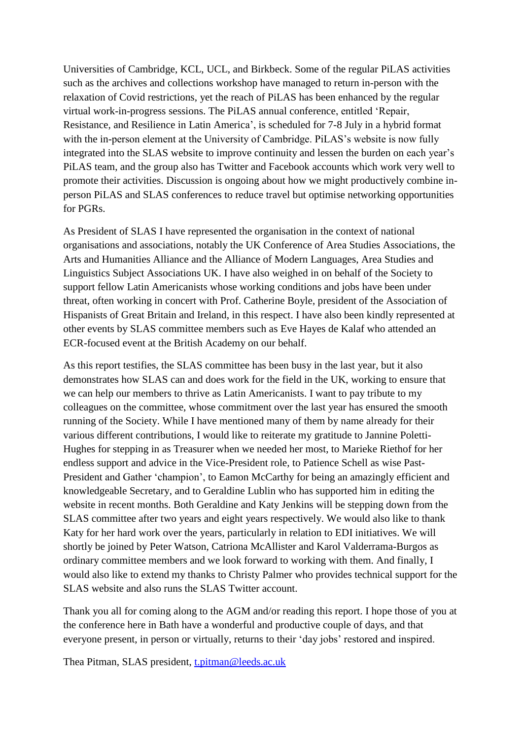Universities of Cambridge, KCL, UCL, and Birkbeck. Some of the regular PiLAS activities such as the archives and collections workshop have managed to return in-person with the relaxation of Covid restrictions, yet the reach of PiLAS has been enhanced by the regular virtual work-in-progress sessions. The PiLAS annual conference, entitled 'Repair, Resistance, and Resilience in Latin America', is scheduled for 7-8 July in a hybrid format with the in-person element at the University of Cambridge. PiLAS's website is now fully integrated into the SLAS website to improve continuity and lessen the burden on each year's PiLAS team, and the group also has Twitter and Facebook accounts which work very well to promote their activities. Discussion is ongoing about how we might productively combine in-person PiLAS and SLAS conferences to reduce travel but optimise networking opportunities for PGRs.

As President of SLAS I have represented the organisation in the context of national organisations and associations, notably the UK Conference of Area Studies Associations, the Arts and Humanities Alliance and the Alliance of Modern Languages, Area Studies and Linguistics Subject Associations UK. I have also weighed in on behalf of the Society to support fellow Latin Americanists whose working conditions and jobs have been under threat, often working in concert with Prof. Catherine Boyle, president of the Association of Hispanists of Great Britain and Ireland, in this respect. I have also been kindly represented at other events by SLAS committee members such as Eve Hayes de Kalaf who attended an ECR-focused event at the British Academy on our behalf.

As this report testifies, the SLAS committee has been busy in the last year, but it also demonstrates how SLAS can and does work for the field in the UK, working to ensure that we can help our members to thrive as Latin Americanists. I want to pay tribute to my colleagues on the committee, whose commitment over the last year has ensured the smooth running of the Society. While I have mentioned many of them by name already for their various different contributions, I would like to reiterate my gratitude to Jannine Poletti-Hughes for stepping in as Treasurer when we needed her most, to Marieke Riethof for her endless support and advice in the Vice-President role, to Patience Schell as wise Past-President and Gather 'champion', to Eamon McCarthy for being an amazingly efficient and knowledgeable Secretary, and to Geraldine Lublin who has supported him in editing the website in recent months. Both Geraldine and Katy Jenkins will be stepping down from the SLAS committee after two years and eight years respectively. We would also like to thank Katy for her hard work over the years, particularly in relation to EDI initiatives. We will shortly be joined by Peter Watson, Catriona McAllister and Karol Valderrama-Burgos as ordinary committee members and we look forward to working with them. And finally, I would also like to extend my thanks to Christy Palmer who provides technical support for the SLAS website and also runs the SLAS Twitter account.

Thank you all for coming along to the AGM and/or reading this report. I hope those of you at the conference here in Bath have a wonderful and productive couple of days, and that everyone present, in person or virtually, returns to their 'day jobs' restored and inspired.

Thea Pitman, SLAS president, t.pitman@leeds.ac.uk